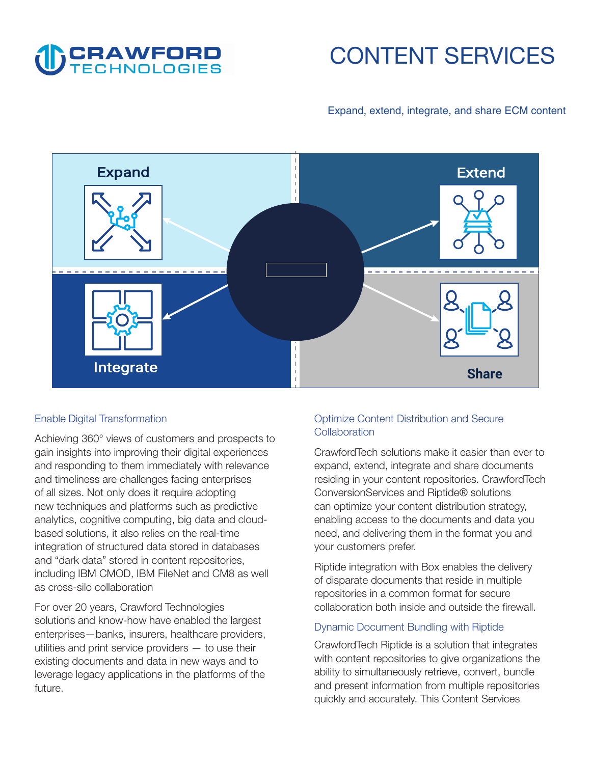# CONTENT SERVICES

Expand, extend, integrate, and share ECM content

Expand

Extend

Integrate

Share

## Enable Digital Transformation

Achieving 360° views of customers and prospects to gain insights into improving their digital experiences and responding to them immediately with relevance and timeliness are challenges facing enterprises of all sizes. Not only does it require adopting new techniques and platforms such as predictive analytics, cognitive computing, big data and cloud-based solutions, it also relies on the real-time integration of structured data stored in databases and "dark data" stored in content repositories, including IBM CMOD, IBM FileNet and CM8 as well as cross-silo collaboration

For over 20 years, Crawford Technologies solutions and know-how have enabled the largest enterprises—banks, insurers, healthcare providers, utilities and print service providers — to use their existing documents and data in new ways and to leverage legacy applications in the platforms of the future.

## Optimize Content Distribution and Secure Collaboration

CrawfordTech solutions make it easier than ever to expand, extend, integrate and share documents residing in your content repositories. CrawfordTech ConversionServices and Riptide® solutions can optimize your content distribution strategy, enabling access to the documents and data you need, and delivering them in the format you and your customers prefer.

Riptide integration with Box enables the delivery of disparate documents that reside in multiple repositories in a common format for secure collaboration both inside and outside the firewall.

## Dynamic Document Bundling with Riptide

CrawfordTech Riptide is a solution that integrates with content repositories to give organizations the ability to simultaneously retrieve, convert, bundle and present information from multiple repositories quickly and accurately. This Content Services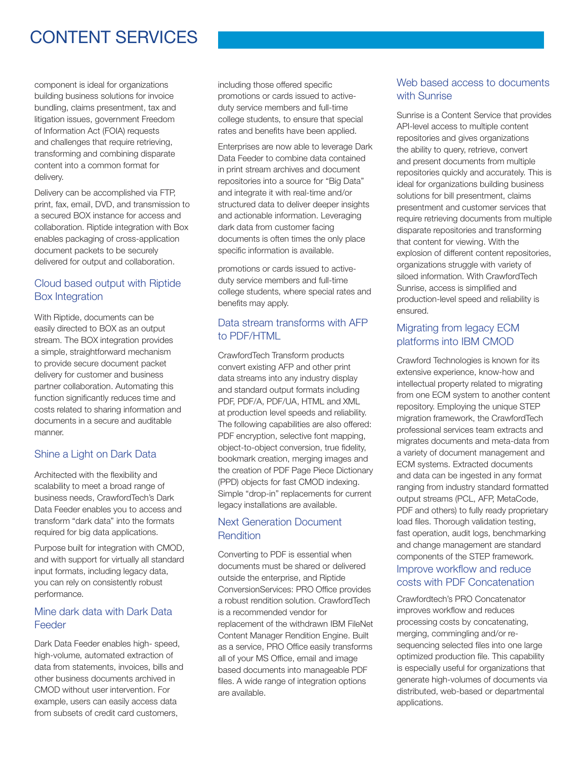# CONTENT SERVICES

component is ideal for organizations building business solutions for invoice bundling, claims presentment, tax and litigation issues, government Freedom of Information Act (FOIA) requests and challenges that require retrieving, transforming and combining disparate content into a common format for delivery.

Delivery can be accomplished via FTP, print, fax, email, DVD, and transmission to a secured BOX instance for access and collaboration. Riptide integration with Box enables packaging of cross-application document packets to be securely delivered for output and collaboration.

## Cloud based output with Riptide Box Integration

With Riptide, documents can be easily directed to BOX as an output stream. The BOX integration provides a simple, straightforward mechanism to provide secure document packet delivery for customer and business partner collaboration. Automating this function significantly reduces time and costs related to sharing information and documents in a secure and auditable manner.

## Shine a Light on Dark Data

Architected with the flexibility and scalability to meet a broad range of business needs, CrawfordTech's Dark Data Feeder enables you to access and transform "dark data" into the formats required for big data applications.

Purpose built for integration with CMOD, and with support for virtually all standard input formats, including legacy data, you can rely on consistently robust performance.

## Mine dark data with Dark Data Feeder

Dark Data Feeder enables high- speed, high-volume, automated extraction of data from statements, invoices, bills and other business documents archived in CMOD without user intervention. For example, users can easily access data from subsets of credit card customers, including those offered specific promotions or cards issued to active-duty service members and full-time college students, to ensure that special rates and benefits have been applied.

Enterprises are now able to leverage Dark Data Feeder to combine data contained in print stream archives and document repositories into a source for "Big Data" and integrate it with real-time and/or structured data to deliver deeper insights and actionable information. Leveraging dark data from customer facing documents is often times the only place specific information is available.

promotions or cards issued to active-duty service members and full-time college students, where special rates and benefits may apply.

## Data stream transforms with AFP to PDF/HTML

CrawfordTech Transform products convert existing AFP and other print data streams into any industry display and standard output formats including PDF, PDF/A, PDF/UA, HTML and XML at production level speeds and reliability. The following capabilities are also offered: PDF encryption, selective font mapping, object-to-object conversion, true fidelity, bookmark creation, merging images and the creation of PDF Page Piece Dictionary (PPD) objects for fast CMOD indexing. Simple "drop-in" replacements for current legacy installations are available.

## Next Generation Document Rendition

Converting to PDF is essential when documents must be shared or delivered outside the enterprise, and Riptide ConversionServices: PRO Office provides a robust rendition solution. CrawfordTech is a recommended vendor for replacement of the withdrawn IBM FileNet Content Manager Rendition Engine. Built as a service, PRO Office easily transforms all of your MS Office, email and image based documents into manageable PDF files. A wide range of integration options are available.

## Web based access to documents with Sunrise

Sunrise is a Content Service that provides API-level access to multiple content repositories and gives organizations the ability to query, retrieve, convert and present documents from multiple repositories quickly and accurately. This is ideal for organizations building business solutions for bill presentment, claims presentment and customer services that require retrieving documents from multiple disparate repositories and transforming that content for viewing. With the explosion of different content repositories, organizations struggle with variety of siloed information. With CrawfordTech Sunrise, access is simplified and production-level speed and reliability is ensured.

## Migrating from legacy ECM platforms into IBM CMOD

Crawford Technologies is known for its extensive experience, know-how and intellectual property related to migrating from one ECM system to another content repository. Employing the unique STEP migration framework, the CrawfordTech professional services team extracts and migrates documents and meta-data from a variety of document management and ECM systems. Extracted documents and data can be ingested in any format ranging from industry standard formatted output streams (PCL, AFP, MetaCode, PDF and others) to fully ready proprietary load files. Thorough validation testing, fast operation, audit logs, benchmarking and change management are standard components of the STEP framework.

## Improve workflow and reduce costs with PDF Concatenation

Crawfordtech's PRO Concatenator improves workflow and reduces processing costs by concatenating, merging, commingling and/or re-sequencing selected files into one large optimized production file. This capability is especially useful for organizations that generate high-volumes of documents via distributed, web-based or departmental applications.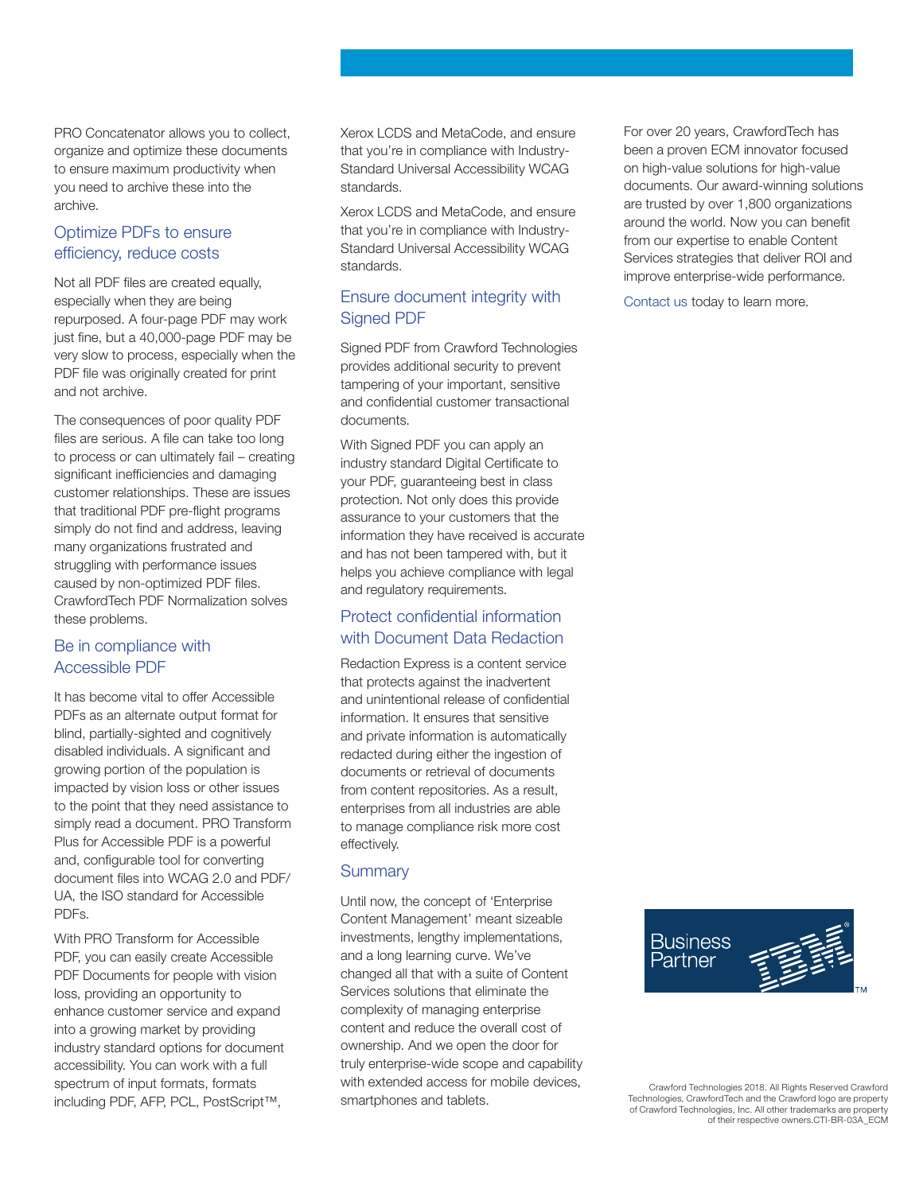PRO Concatenator allows you to collect, organize and optimize these documents to ensure maximum productivity when you need to archive these into the archive.

## Optimize PDFs to ensure efficiency, reduce costs

Not all PDF files are created equally, especially when they are being repurposed. A four-page PDF may work just fine, but a 40,000-page PDF may be very slow to process, especially when the PDF file was originally created for print and not archive.

The consequences of poor quality PDF files are serious. A file can take too long to process or can ultimately fail – creating significant inefficiencies and damaging customer relationships. These are issues that traditional PDF pre-flight programs simply do not find and address, leaving many organizations frustrated and struggling with performance issues caused by non-optimized PDF files. CrawfordTech PDF Normalization solves these problems.

## Be in compliance with Accessible PDF

It has become vital to offer Accessible PDFs as an alternate output format for blind, partially-sighted and cognitively disabled individuals. A significant and growing portion of the population is impacted by vision loss or other issues to the point that they need assistance to simply read a document. PRO Transform Plus for Accessible PDF is a powerful and, configurable tool for converting document files into WCAG 2.0 and PDF/UA, the ISO standard for Accessible PDFs.

With PRO Transform for Accessible PDF, you can easily create Accessible PDF Documents for people with vision loss, providing an opportunity to enhance customer service and expand into a growing market by providing industry standard options for document accessibility. You can work with a full spectrum of input formats, formats including PDF, AFP, PCL, PostScript™, Xerox LCDS and MetaCode, and ensure that you're in compliance with Industry-Standard Universal Accessibility WCAG standards.

Xerox LCDS and MetaCode, and ensure that you're in compliance with Industry-Standard Universal Accessibility WCAG standards.

## Ensure document integrity with Signed PDF

Signed PDF from Crawford Technologies provides additional security to prevent tampering of your important, sensitive and confidential customer transactional documents.

With Signed PDF you can apply an industry standard Digital Certificate to your PDF, guaranteeing best in class protection. Not only does this provide assurance to your customers that the information they have received is accurate and has not been tampered with, but it helps you achieve compliance with legal and regulatory requirements.

## Protect confidential information with Document Data Redaction

Redaction Express is a content service that protects against the inadvertent and unintentional release of confidential information. It ensures that sensitive and private information is automatically redacted during either the ingestion of documents or retrieval of documents from content repositories. As a result, enterprises from all industries are able to manage compliance risk more cost effectively.

## Summary

Until now, the concept of 'Enterprise Content Management' meant sizeable investments, lengthy implementations, and a long learning curve. We've changed all that with a suite of Content Services solutions that eliminate the complexity of managing enterprise content and reduce the overall cost of ownership. And we open the door for truly enterprise-wide scope and capability with extended access for mobile devices, smartphones and tablets.

For over 20 years, CrawfordTech has been a proven ECM innovator focused on high-value solutions for high-value documents. Our award-winning solutions are trusted by over 1,800 organizations around the world. Now you can benefit from our expertise to enable Content Services strategies that deliver ROI and improve enterprise-wide performance.

Contact us today to learn more.

Business Partner IBM™

Crawford Technologies 2018. All Rights Reserved Crawford Technologies, CrawfordTech and the Crawford logo are property of Crawford Technologies, Inc. All other trademarks are property of their respective owners.CTI-BR-03A_ECM